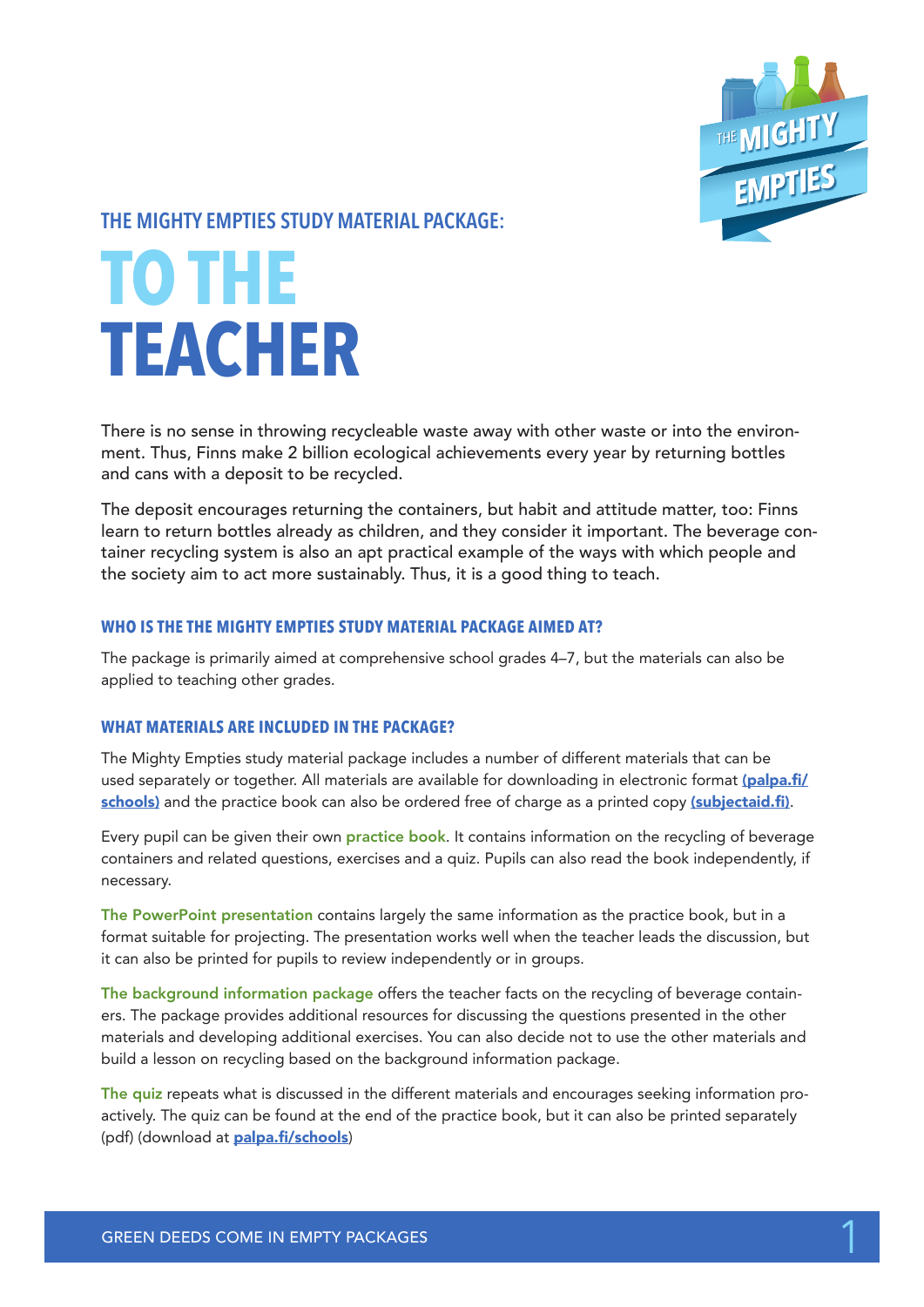## THE MIGHTY EMPTIES STUDY MATERIAL PACKAGE:

# TO THE TEACHER

There is no sense in throwing recycleable waste away with other waste or into the environment. Thus, Finns make 2 billion ecological achievements every year by returning bottles and cans with a deposit to be recycled.

The deposit encourages returning the containers, but habit and attitude matter, too: Finns learn to return bottles already as children, and they consider it important. The beverage container recycling system is also an apt practical example of the ways with which people and the society aim to act more sustainably. Thus, it is a good thing to teach.

### WHO IS THE THE MIGHTY EMPTIES STUDY MATERIAL PACKAGE AIMED AT?

The package is primarily aimed at comprehensive school grades 4–7, but the materials can also be applied to teaching other grades.

### WHAT MATERIALS ARE INCLUDED IN THE PACKAGE?

The Mighty Empties study material package includes a number of different materials that can be used separately or together. All materials are available for downloading in electronic format **(palpa.fi/schools)** and the practice book can also be ordered free of charge as a printed copy **(subjectaid.fi)**.

Every pupil can be given their own **practice book**. It contains information on the recycling of beverage containers and related questions, exercises and a quiz. Pupils can also read the book independently, if necessary.

**The PowerPoint presentation** contains largely the same information as the practice book, but in a format suitable for projecting. The presentation works well when the teacher leads the discussion, but it can also be printed for pupils to review independently or in groups.

**The background information package** offers the teacher facts on the recycling of beverage containers. The package provides additional resources for discussing the questions presented in the other materials and developing additional exercises. You can also decide not to use the other materials and build a lesson on recycling based on the background information package.

**The quiz** repeats what is discussed in the different materials and encourages seeking information proactively. The quiz can be found at the end of the practice book, but it can also be printed separately (pdf) (download at **palpa.fi/schools**)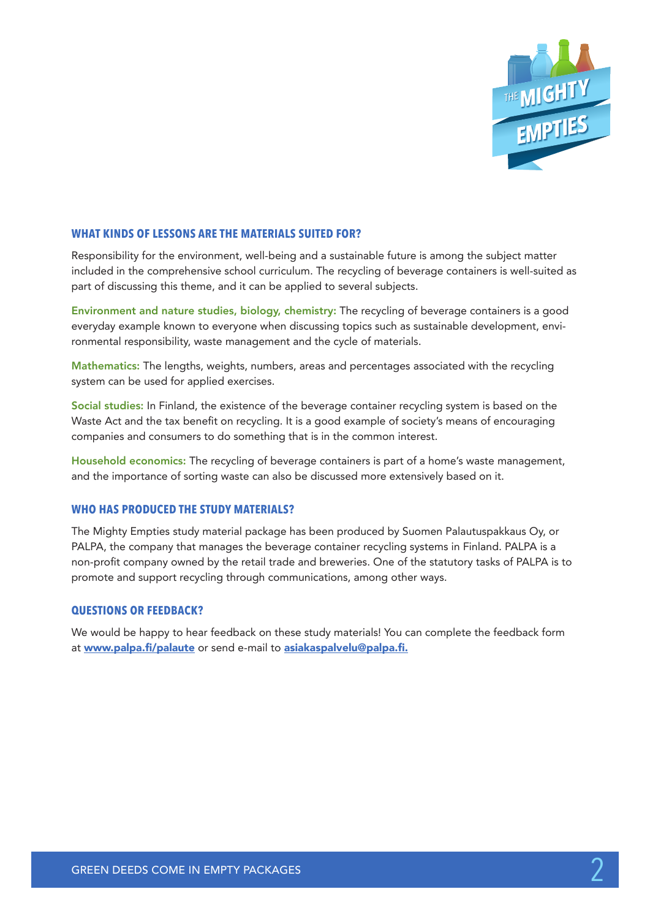## WHAT KINDS OF LESSONS ARE THE MATERIALS SUITED FOR?

Responsibility for the environment, well-being and a sustainable future is among the subject matter included in the comprehensive school curriculum. The recycling of beverage containers is well-suited as part of discussing this theme, and it can be applied to several subjects.

**Environment and nature studies, biology, chemistry:** The recycling of beverage containers is a good everyday example known to everyone when discussing topics such as sustainable development, environmental responsibility, waste management and the cycle of materials.

**Mathematics:** The lengths, weights, numbers, areas and percentages associated with the recycling system can be used for applied exercises.

**Social studies:** In Finland, the existence of the beverage container recycling system is based on the Waste Act and the tax benefit on recycling. It is a good example of society's means of encouraging companies and consumers to do something that is in the common interest.

**Household economics:** The recycling of beverage containers is part of a home's waste management, and the importance of sorting waste can also be discussed more extensively based on it.

## WHO HAS PRODUCED THE STUDY MATERIALS?

The Mighty Empties study material package has been produced by Suomen Palautuspakkaus Oy, or PALPA, the company that manages the beverage container recycling systems in Finland. PALPA is a non-profit company owned by the retail trade and breweries. One of the statutory tasks of PALPA is to promote and support recycling through communications, among other ways.

## QUESTIONS OR FEEDBACK?

We would be happy to hear feedback on these study materials! You can complete the feedback form at **www.palpa.fi/palaute** or send e-mail to **asiakaspalvelu@palpa.fi.**